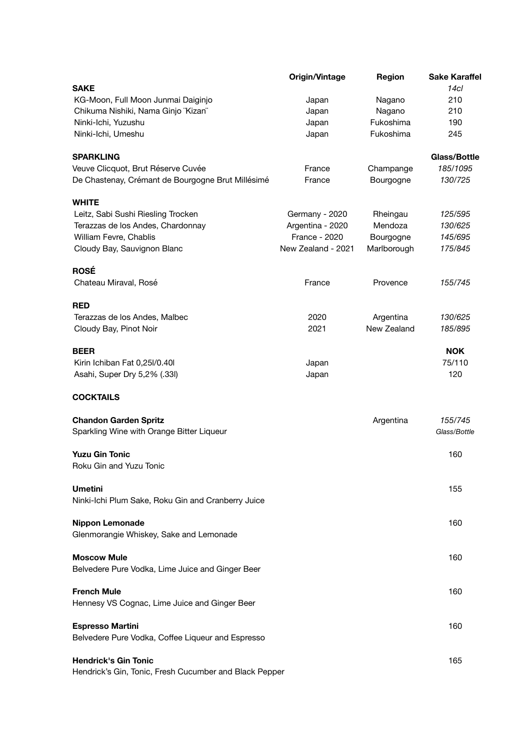| | Origin/Vintage | Region | Sake Karaffel |
|---|---|---|---|
| **SAKE** | | | *14cl* |
| KG-Moon, Full Moon Junmai Daiginjo | Japan | Nagano | 210 |
| Chikuma Nishiki, Nama Ginjo ¨Kizan¨ | Japan | Nagano | 210 |
| Ninki-Ichi, Yuzushu | Japan | Fukoshima | 190 |
| Ninki-Ichi, Umeshu | Japan | Fukoshima | 245 |
| **SPARKLING** | | | **Glass/Bottle** |
| Veuve Clicquot, Brut Réserve Cuvée | France | Champange | *185/1095* |
| De Chastenay, Crémant de Bourgogne Brut Millésimé | France | Bourgogne | *130/725* |
| **WHITE** | | | |
| Leitz, Sabi Sushi Riesling Trocken | Germany - 2020 | Rheingau | *125/595* |
| Terazzas de los Andes, Chardonnay | Argentina - 2020 | Mendoza | *130/625* |
| William Fevre, Chablis | France - 2020 | Bourgogne | *145/695* |
| Cloudy Bay, Sauvignon Blanc | New Zealand - 2021 | Marlborough | *175/845* |
| **ROSÉ** | | | |
| Chateau Miraval, Rosé | France | Provence | *155/745* |
| **RED** | | | |
| Terazzas de los Andes, Malbec | 2020 | Argentina | *130/625* |
| Cloudy Bay, Pinot Noir | 2021 | New Zealand | *185/895* |
| **BEER** | | | **NOK** |
| Kirin Ichiban Fat 0,25l/0.40l | Japan | | 75/110 |
| Asahi, Super Dry 5,2% (.33l) | Japan | | 120 |

**COCKTAILS**

| | | | |
|---|---|---|---|
| **Chandon Garden Spritz**<br>Sparkling Wine with Orange Bitter Liqueur | | Argentina | *155/745*<br>*Glass/Bottle* |
| **Yuzu Gin Tonic**<br>Roku Gin and Yuzu Tonic | | | 160 |
| **Umetini**<br>Ninki-Ichi Plum Sake, Roku Gin and Cranberry Juice | | | 155 |
| **Nippon Lemonade**<br>Glenmorangie Whiskey, Sake and Lemonade | | | 160 |
| **Moscow Mule**<br>Belvedere Pure Vodka, Lime Juice and Ginger Beer | | | 160 |
| **French Mule**<br>Hennesy VS Cognac, Lime Juice and Ginger Beer | | | 160 |
| **Espresso Martini**<br>Belvedere Pure Vodka, Coffee Liqueur and Espresso | | | 160 |
| **Hendrick's Gin Tonic**<br>Hendrick's Gin, Tonic, Fresh Cucumber and Black Pepper | | | 165 |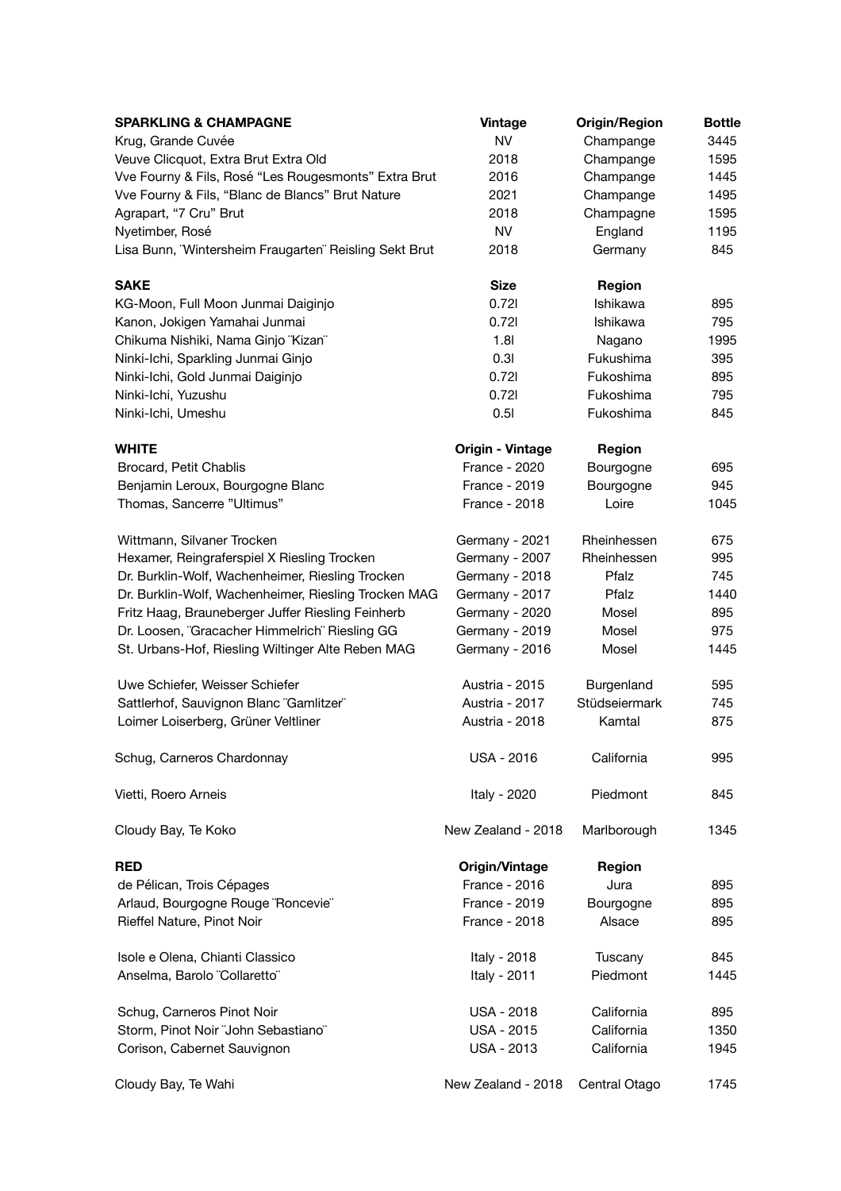| SPARKLING & CHAMPAGNE | Vintage | Origin/Region | Bottle |
|---|---|---|---|
| Krug, Grande Cuvée | NV | Champange | 3445 |
| Veuve Clicquot, Extra Brut Extra Old | 2018 | Champange | 1595 |
| Vve Fourny & Fils, Rosé "Les Rougesmonts" Extra Brut | 2016 | Champange | 1445 |
| Vve Fourny & Fils, "Blanc de Blancs" Brut Nature | 2021 | Champange | 1495 |
| Agrapart, "7 Cru" Brut | 2018 | Champagne | 1595 |
| Nyetimber, Rosé | NV | England | 1195 |
| Lisa Bunn, ¨Wintersheim Fraugarten¨ Reisling Sekt Brut | 2018 | Germany | 845 |

| SAKE | Size | Region | |
|---|---|---|---|
| KG-Moon, Full Moon Junmai Daiginjo | 0.72l | Ishikawa | 895 |
| Kanon, Jokigen Yamahai Junmai | 0.72l | Ishikawa | 795 |
| Chikuma Nishiki, Nama Ginjo ¨Kizan¨ | 1.8l | Nagano | 1995 |
| Ninki-Ichi, Sparkling Junmai Ginjo | 0.3l | Fukushima | 395 |
| Ninki-Ichi, Gold Junmai Daiginjo | 0.72l | Fukoshima | 895 |
| Ninki-Ichi, Yuzushu | 0.72l | Fukoshima | 795 |
| Ninki-Ichi, Umeshu | 0.5l | Fukoshima | 845 |

| WHITE | Origin - Vintage | Region | |
|---|---|---|---|
| Brocard, Petit Chablis | France - 2020 | Bourgogne | 695 |
| Benjamin Leroux, Bourgogne Blanc | France - 2019 | Bourgogne | 945 |
| Thomas, Sancerre "Ultimus" | France - 2018 | Loire | 1045 |
| Wittmann, Silvaner Trocken | Germany - 2021 | Rheinhessen | 675 |
| Hexamer, Reingraferspiel X Riesling Trocken | Germany - 2007 | Rheinhessen | 995 |
| Dr. Burklin-Wolf, Wachenheimer, Riesling Trocken | Germany - 2018 | Pfalz | 745 |
| Dr. Burklin-Wolf, Wachenheimer, Riesling Trocken MAG | Germany - 2017 | Pfalz | 1440 |
| Fritz Haag, Brauneberger Juffer Riesling Feinherb | Germany - 2020 | Mosel | 895 |
| Dr. Loosen, ¨Gracacher Himmelrich¨ Riesling GG | Germany - 2019 | Mosel | 975 |
| St. Urbans-Hof, Riesling Wiltinger Alte Reben MAG | Germany - 2016 | Mosel | 1445 |
| Uwe Schiefer, Weisser Schiefer | Austria - 2015 | Burgenland | 595 |
| Sattlerhof, Sauvignon Blanc ¨Gamlitzer¨ | Austria - 2017 | Stüdseiermark | 745 |
| Loimer Loiserberg, Grüner Veltliner | Austria - 2018 | Kamtal | 875 |
| Schug, Carneros Chardonnay | USA - 2016 | California | 995 |
| Vietti, Roero Arneis | Italy - 2020 | Piedmont | 845 |
| Cloudy Bay, Te Koko | New Zealand - 2018 | Marlborough | 1345 |

| RED | Origin/Vintage | Region | |
|---|---|---|---|
| de Pélican, Trois Cépages | France - 2016 | Jura | 895 |
| Arlaud, Bourgogne Rouge ¨Roncevie¨ | France - 2019 | Bourgogne | 895 |
| Rieffel Nature, Pinot Noir | France - 2018 | Alsace | 895 |
| Isole e Olena, Chianti Classico | Italy - 2018 | Tuscany | 845 |
| Anselma, Barolo ¨Collaretto¨ | Italy - 2011 | Piedmont | 1445 |
| Schug, Carneros Pinot Noir | USA - 2018 | California | 895 |
| Storm, Pinot Noir ¨John Sebastiano¨ | USA - 2015 | California | 1350 |
| Corison, Cabernet Sauvignon | USA - 2013 | California | 1945 |
| Cloudy Bay, Te Wahi | New Zealand - 2018 | Central Otago | 1745 |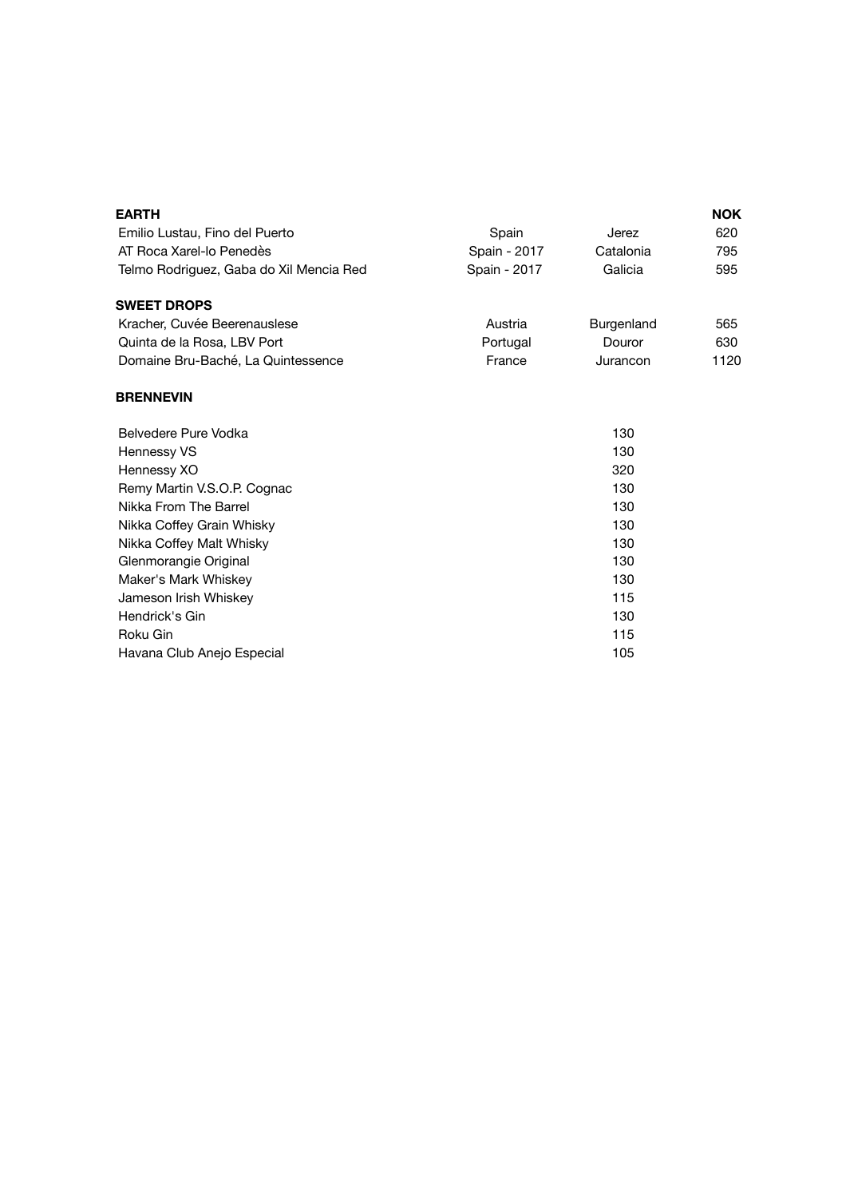| **EARTH** | | | **NOK** |
|---|---|---|---|
| Emilio Lustau, Fino del Puerto | Spain | Jerez | 620 |
| AT Roca Xarel-lo Penedès | Spain - 2017 | Catalonia | 795 |
| Telmo Rodriguez, Gaba do Xil Mencia Red | Spain - 2017 | Galicia | 595 |

| **SWEET DROPS** | | | |
|---|---|---|---|
| Kracher, Cuvée Beerenauslese | Austria | Burgenland | 565 |
| Quinta de la Rosa, LBV Port | Portugal | Douror | 630 |
| Domaine Bru-Baché, La Quintessence | France | Jurancon | 1120 |

**BRENNEVIN**

| | |
|---|---|
| Belvedere Pure Vodka | 130 |
| Hennessy VS | 130 |
| Hennessy XO | 320 |
| Remy Martin V.S.O.P. Cognac | 130 |
| Nikka From The Barrel | 130 |
| Nikka Coffey Grain Whisky | 130 |
| Nikka Coffey Malt Whisky | 130 |
| Glenmorangie Original | 130 |
| Maker's Mark Whiskey | 130 |
| Jameson Irish Whiskey | 115 |
| Hendrick's Gin | 130 |
| Roku Gin | 115 |
| Havana Club Anejo Especial | 105 |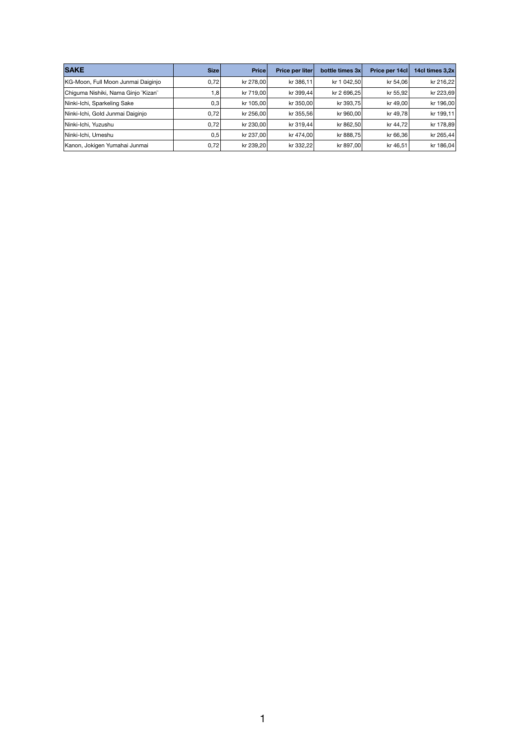| SAKE | Size | Price | Price per liter | bottle times 3x | Price per 14cl | 14cl times 3,2x |
|---|---|---|---|---|---|---|
| KG-Moon, Full Moon Junmai Daiginjo | 0,72 | kr 278,00 | kr 386,11 | kr 1 042,50 | kr 54,06 | kr 216,22 |
| Chiguma Nishiki, Nama Ginjo ¨Kizan¨ | 1,8 | kr 719,00 | kr 399,44 | kr 2 696,25 | kr 55,92 | kr 223,69 |
| Ninki-Ichi, Sparkeling Sake | 0,3 | kr 105,00 | kr 350,00 | kr 393,75 | kr 49,00 | kr 196,00 |
| Ninki-Ichi, Gold Junmai Daiginjo | 0,72 | kr 256,00 | kr 355,56 | kr 960,00 | kr 49,78 | kr 199,11 |
| Ninki-Ichi, Yuzushu | 0,72 | kr 230,00 | kr 319,44 | kr 862,50 | kr 44,72 | kr 178,89 |
| Ninki-Ichi, Umeshu | 0,5 | kr 237,00 | kr 474,00 | kr 888,75 | kr 66,36 | kr 265,44 |
| Kanon, Jokigen Yumahai Junmai | 0,72 | kr 239,20 | kr 332,22 | kr 897,00 | kr 46,51 | kr 186,04 |